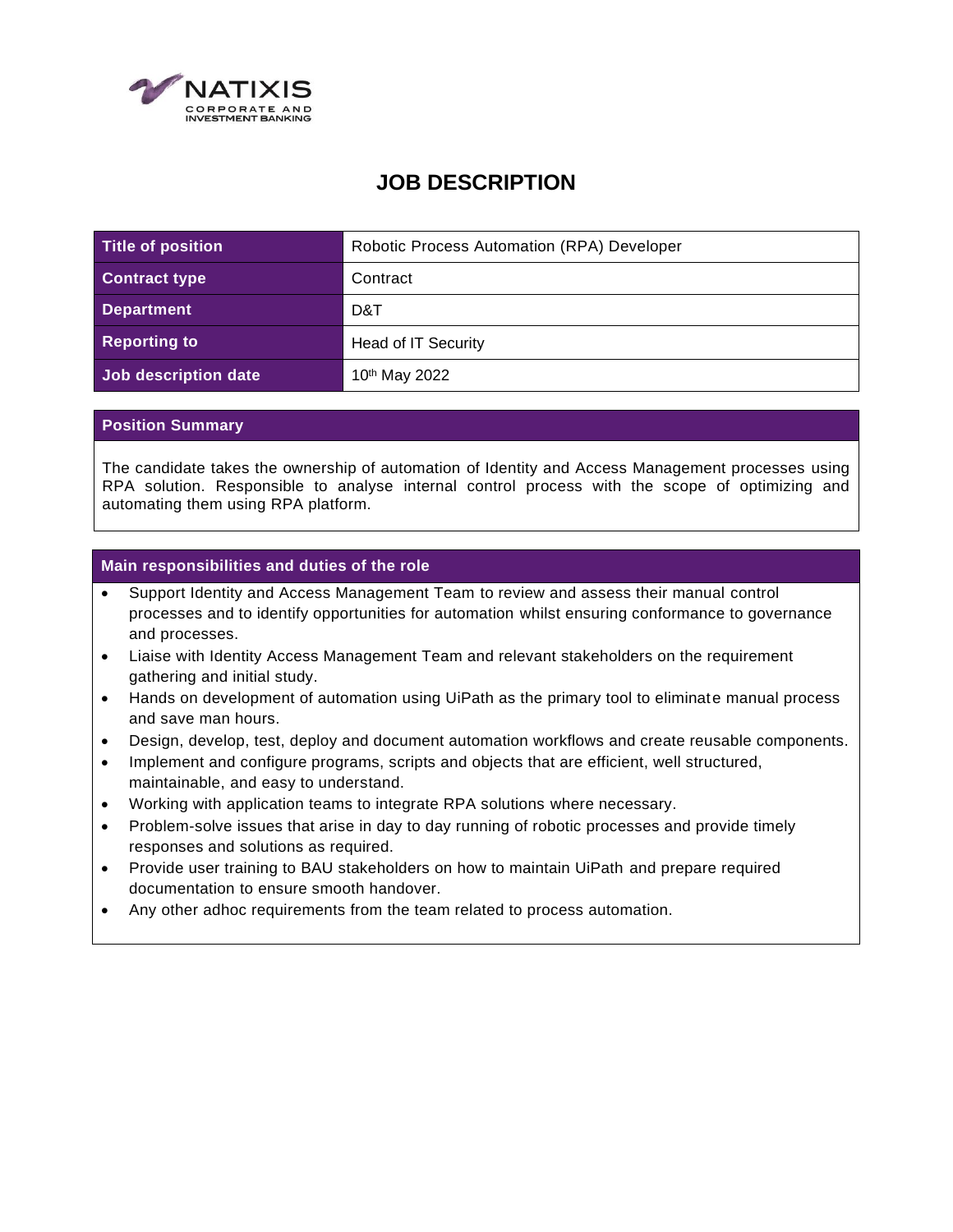NATIXIS
CORPORATE AND
INVESTMENT BANKING

# JOB DESCRIPTION

| Title of position | Robotic Process Automation (RPA) Developer |
|---|---|
| Contract type | Contract |
| Department | D&T |
| Reporting to | Head of IT Security |
| Job description date | 10th May 2022 |

## Position Summary

The candidate takes the ownership of automation of Identity and Access Management processes using RPA solution. Responsible to analyse internal control process with the scope of optimizing and automating them using RPA platform.

## Main responsibilities and duties of the role

- Support Identity and Access Management Team to review and assess their manual control processes and to identify opportunities for automation whilst ensuring conformance to governance and processes.
- Liaise with Identity Access Management Team and relevant stakeholders on the requirement gathering and initial study.
- Hands on development of automation using UiPath as the primary tool to eliminate manual process and save man hours.
- Design, develop, test, deploy and document automation workflows and create reusable components.
- Implement and configure programs, scripts and objects that are efficient, well structured, maintainable, and easy to understand.
- Working with application teams to integrate RPA solutions where necessary.
- Problem-solve issues that arise in day to day running of robotic processes and provide timely responses and solutions as required.
- Provide user training to BAU stakeholders on how to maintain UiPath and prepare required documentation to ensure smooth handover.
- Any other adhoc requirements from the team related to process automation.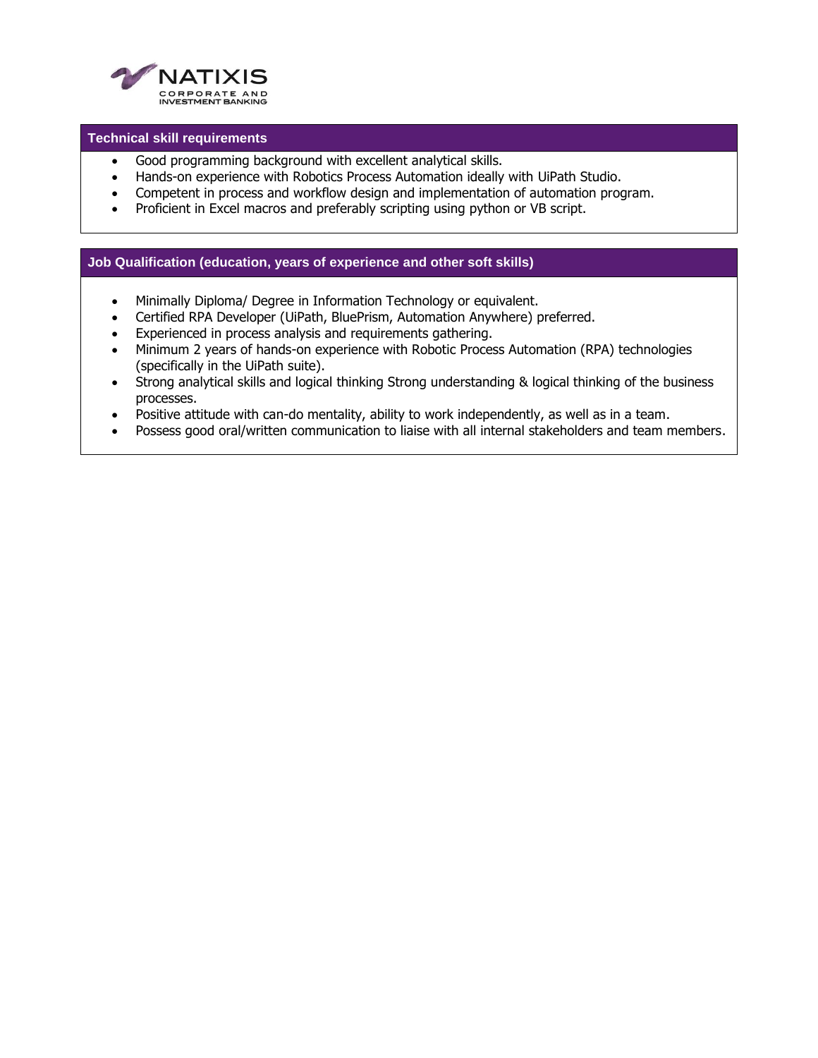## Technical skill requirements

- Good programming background with excellent analytical skills.
- Hands-on experience with Robotics Process Automation ideally with UiPath Studio.
- Competent in process and workflow design and implementation of automation program.
- Proficient in Excel macros and preferably scripting using python or VB script.

## Job Qualification (education, years of experience and other soft skills)

- Minimally Diploma/ Degree in Information Technology or equivalent.
- Certified RPA Developer (UiPath, BluePrism, Automation Anywhere) preferred.
- Experienced in process analysis and requirements gathering.
- Minimum 2 years of hands-on experience with Robotic Process Automation (RPA) technologies (specifically in the UiPath suite).
- Strong analytical skills and logical thinking Strong understanding & logical thinking of the business processes.
- Positive attitude with can-do mentality, ability to work independently, as well as in a team.
- Possess good oral/written communication to liaise with all internal stakeholders and team members.